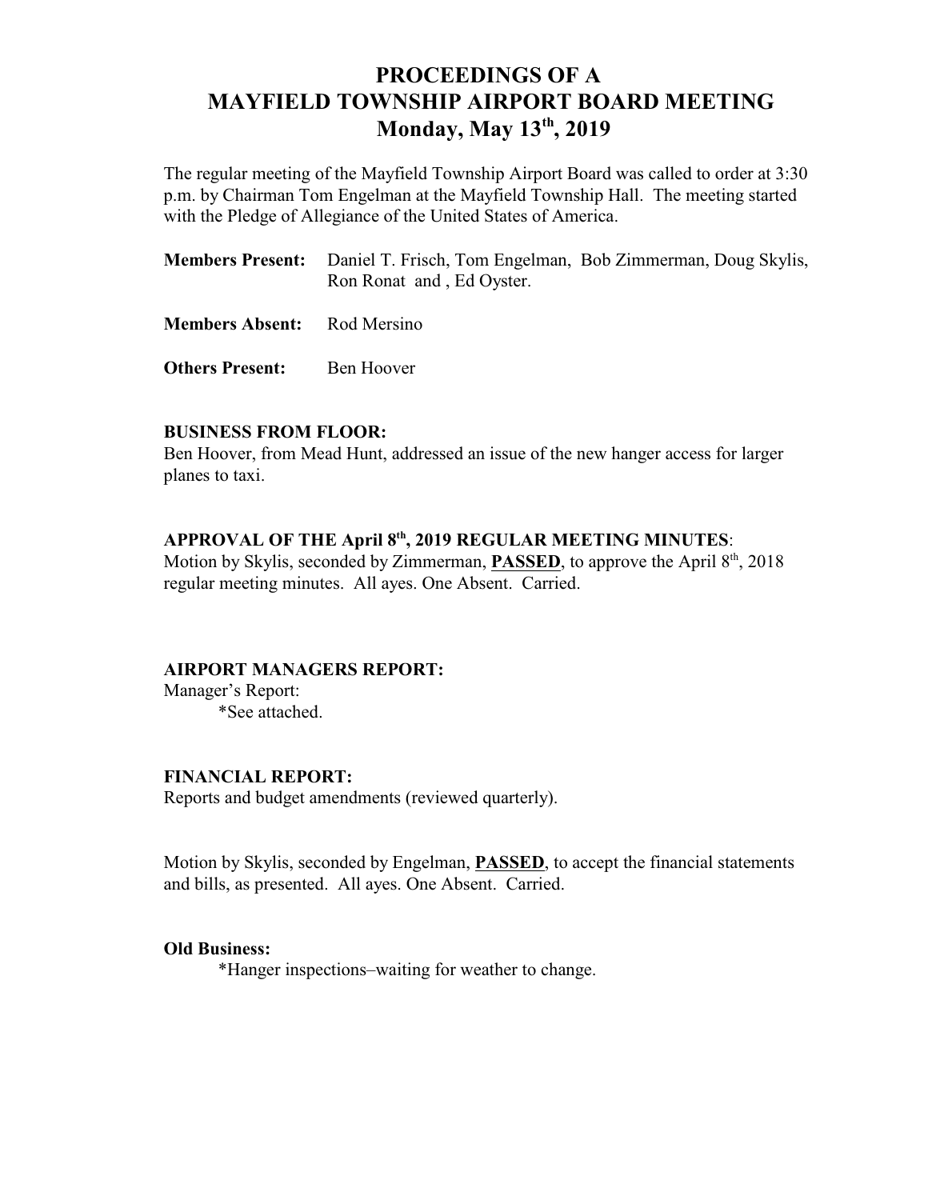# PROCEEDINGS OF A MAYFIELD TOWNSHIP AIRPORT BOARD MEETING

## Monday, May 13th, 2019

The regular meeting of the Mayfield Township Airport Board was called to order at 3:30 p.m. by Chairman Tom Engelman at the Mayfield Township Hall. The meeting started with the Pledge of Allegiance of the United States of America.

**Members Present:** Daniel T. Frisch, Tom Engelman, Bob Zimmerman, Doug Skylis, Ron Ronat and , Ed Oyster.

**Members Absent:** Rod Mersino

**Others Present:** Ben Hoover

**BUSINESS FROM FLOOR:**

Ben Hoover, from Mead Hunt, addressed an issue of the new hanger access for larger planes to taxi.

**APPROVAL OF THE April 8th, 2019 REGULAR MEETING MINUTES**:

Motion by Skylis, seconded by Zimmerman, **PASSED**, to approve the April 8th, 2018 regular meeting minutes. All ayes. One Absent. Carried.

**AIRPORT MANAGERS REPORT:**

Manager's Report:

*See attached.

**FINANCIAL REPORT:**

Reports and budget amendments (reviewed quarterly).

Motion by Skylis, seconded by Engelman, **PASSED**, to accept the financial statements and bills, as presented. All ayes. One Absent. Carried.

**Old Business:**

*Hanger inspections–waiting for weather to change.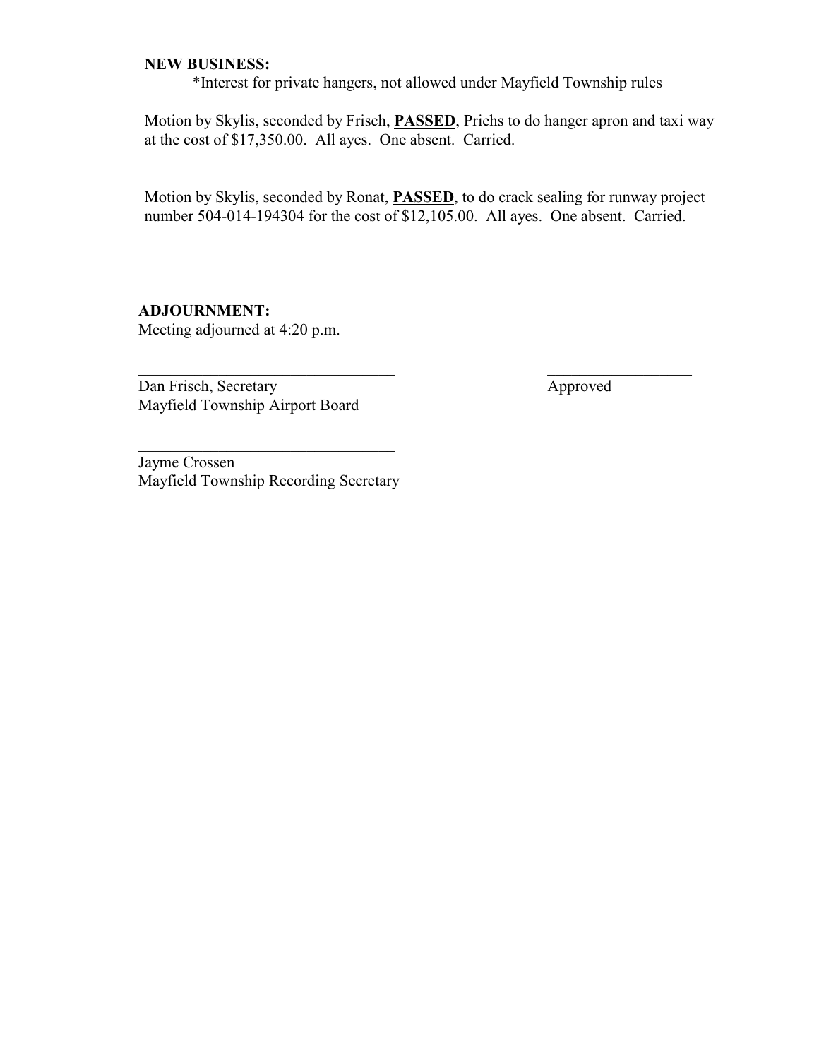**NEW BUSINESS:**

*Interest for private hangers, not allowed under Mayfield Township rules

Motion by Skylis, seconded by Frisch, **PASSED**, Priehs to do hanger apron and taxi way at the cost of $17,350.00. All ayes. One absent. Carried.

Motion by Skylis, seconded by Ronat, **PASSED**, to do crack sealing for runway project number 504-014-194304 for the cost of $12,105.00. All ayes. One absent. Carried.

**ADJOURNMENT:**

Meeting adjourned at 4:20 p.m.

_________________________________ 

Dan Frisch, Secretary  
Mayfield Township Airport Board

__________________ 

Approved

_________________________________

Jayme Crossen  
Mayfield Township Recording Secretary